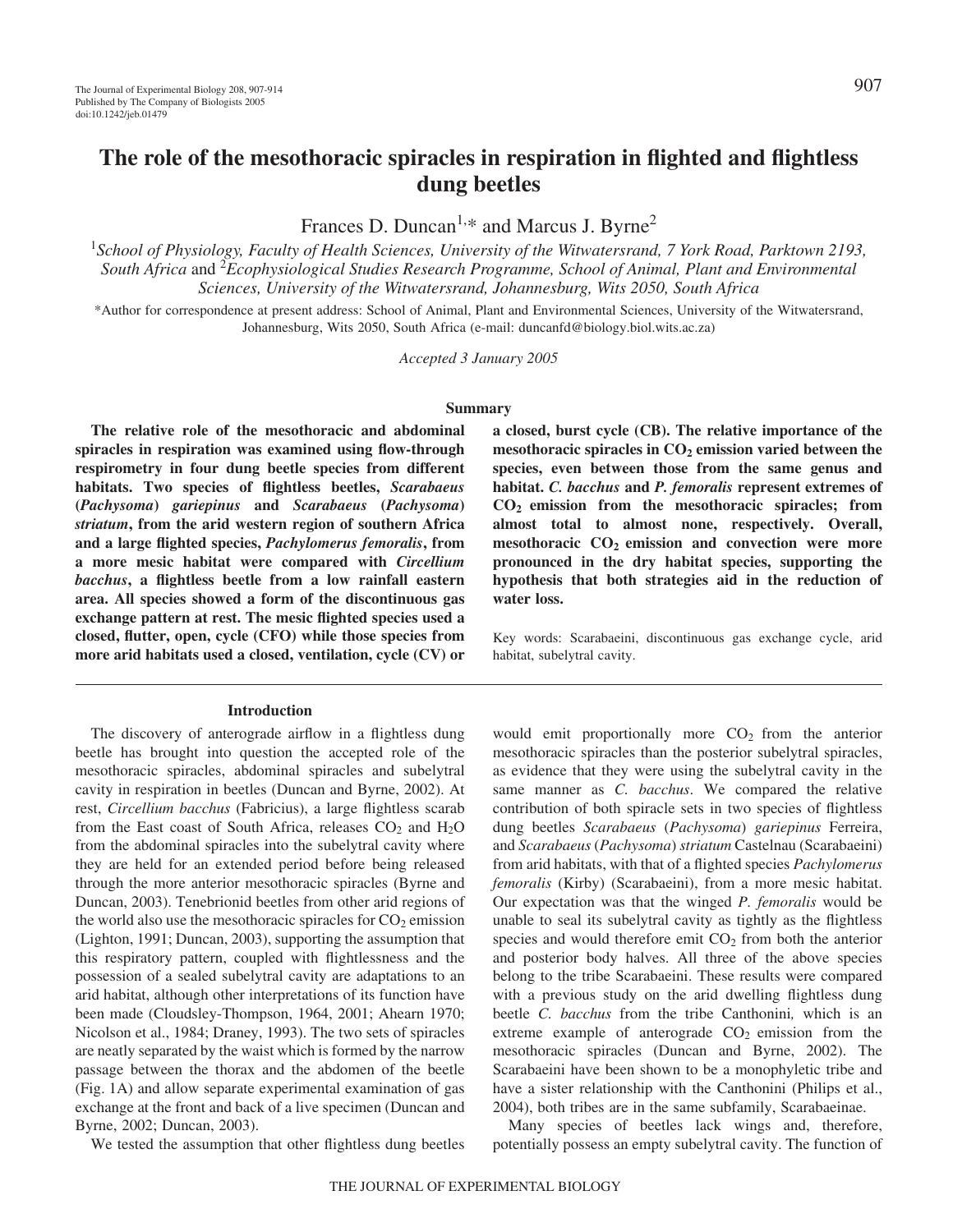# The role of the mesothoracic spiracles in respiration in flighted and flightless dung beetles

Frances D. Duncan[1,*] and Marcus J. Byrne[2]

[1]*School of Physiology, Faculty of Health Sciences, University of the Witwatersrand, 7 York Road, Parktown 2193, South Africa* and [2]*Ecophysiological Studies Research Programme, School of Animal, Plant and Environmental Sciences, University of the Witwatersrand, Johannesburg, Wits 2050, South Africa*

*Author for correspondence at present address: School of Animal, Plant and Environmental Sciences, University of the Witwatersrand, Johannesburg, Wits 2050, South Africa (e-mail: duncanfd@biology.biol.wits.ac.za)

*Accepted 3 January 2005*

## Summary

**The relative role of the mesothoracic and abdominal spiracles in respiration was examined using flow-through respirometry in four dung beetle species from different habitats. Two species of flightless beetles, *Scarabaeus* (*Pachysoma*) *gariepinus* and *Scarabaeus* (*Pachysoma*) *striatum*, from the arid western region of southern Africa and a large flighted species, *Pachylomerus femoralis*, from a more mesic habitat were compared with *Circellium bacchus*, a flightless beetle from a low rainfall eastern area. All species showed a form of the discontinuous gas exchange pattern at rest. The mesic flighted species used a closed, flutter, open, cycle (CFO) while those species from more arid habitats used a closed, ventilation, cycle (CV) or a closed, burst cycle (CB). The relative importance of the mesothoracic spiracles in $CO_2$ emission varied between the species, even between those from the same genus and habitat. *C. bacchus* and *P. femoralis* represent extremes of $CO_2$ emission from the mesothoracic spiracles; from almost total to almost none, respectively. Overall, mesothoracic $CO_2$ emission and convection were more pronounced in the dry habitat species, supporting the hypothesis that both strategies aid in the reduction of water loss.**

Key words: Scarabaeini, discontinuous gas exchange cycle, arid habitat, subelytral cavity.

## Introduction

The discovery of anterograde airflow in a flightless dung beetle has brought into question the accepted role of the mesothoracic spiracles, abdominal spiracles and subelytral cavity in respiration in beetles (Duncan and Byrne, 2002). At rest, *Circellium bacchus* (Fabricius), a large flightless scarab from the East coast of South Africa, releases $CO_2$ and $H_2O$ from the abdominal spiracles into the subelytral cavity where they are held for an extended period before being released through the more anterior mesothoracic spiracles (Byrne and Duncan, 2003). Tenebrionid beetles from other arid regions of the world also use the mesothoracic spiracles for $CO_2$ emission (Lighton, 1991; Duncan, 2003), supporting the assumption that this respiratory pattern, coupled with flightlessness and the possession of a sealed subelytral cavity are adaptations to an arid habitat, although other interpretations of its function have been made (Cloudsley-Thompson, 1964, 2001; Ahearn 1970; Nicolson et al., 1984; Draney, 1993). The two sets of spiracles are neatly separated by the waist which is formed by the narrow passage between the thorax and the abdomen of the beetle (Fig. 1A) and allow separate experimental examination of gas exchange at the front and back of a live specimen (Duncan and Byrne, 2002; Duncan, 2003).

We tested the assumption that other flightless dung beetles would emit proportionally more $CO_2$ from the anterior mesothoracic spiracles than the posterior subelytral spiracles, as evidence that they were using the subelytral cavity in the same manner as *C. bacchus*. We compared the relative contribution of both spiracle sets in two species of flightless dung beetles *Scarabaeus* (*Pachysoma*) *gariepinus* Ferreira, and *Scarabaeus* (*Pachysoma*) *striatum* Castelnau (Scarabaeini) from arid habitats, with that of a flighted species *Pachylomerus femoralis* (Kirby) (Scarabaeini), from a more mesic habitat. Our expectation was that the winged *P. femoralis* would be unable to seal its subelytral cavity as tightly as the flightless species and would therefore emit $CO_2$ from both the anterior and posterior body halves. All three of the above species belong to the tribe Scarabaeini. These results were compared with a previous study on the arid dwelling flightless dung beetle *C. bacchus* from the tribe Canthonini, which is an extreme example of anterograde $CO_2$ emission from the mesothoracic spiracles (Duncan and Byrne, 2002). The Scarabaeini have been shown to be a monophyletic tribe and have a sister relationship with the Canthonini (Philips et al., 2004), both tribes are in the same subfamily, Scarabaeinae.

Many species of beetles lack wings and, therefore, potentially possess an empty subelytral cavity. The function of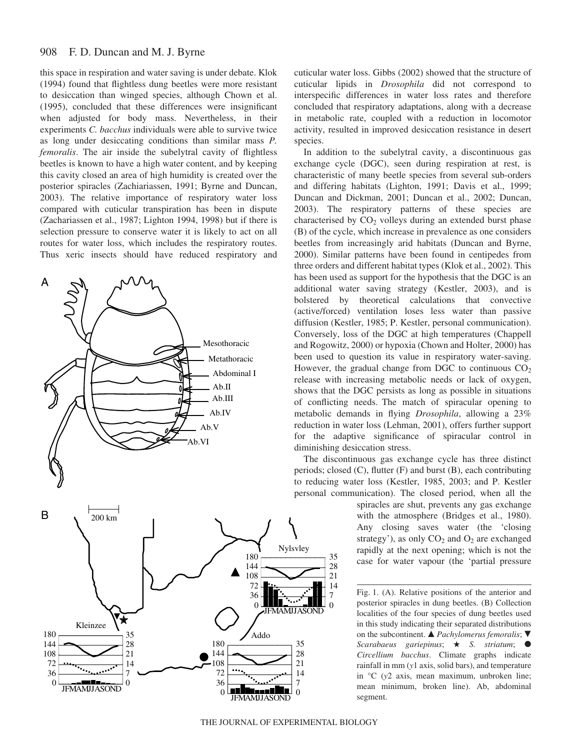this space in respiration and water saving is under debate. Klok (1994) found that flightless dung beetles were more resistant to desiccation than winged species, although Chown et al. (1995), concluded that these differences were insignificant when adjusted for body mass. Nevertheless, in their experiments *C. bacchus* individuals were able to survive twice as long under desiccating conditions than similar mass *P. femoralis*. The air inside the subelytral cavity of flightless beetles is known to have a high water content, and by keeping this cavity closed an area of high humidity is created over the posterior spiracles (Zachiariassen, 1991; Byrne and Duncan, 2003). The relative importance of respiratory water loss compared with cuticular transpiration has been in dispute (Zachariassen et al., 1987; Lighton 1994, 1998) but if there is selection pressure to conserve water it is likely to act on all routes for water loss, which includes the respiratory routes. Thus xeric insects should have reduced respiratory and cuticular water loss. Gibbs (2002) showed that the structure of cuticular lipids in *Drosophila* did not correspond to interspecific differences in water loss rates and therefore concluded that respiratory adaptations, along with a decrease in metabolic rate, coupled with a reduction in locomotor activity, resulted in improved desiccation resistance in desert species.

In addition to the subelytral cavity, a discontinuous gas exchange cycle (DGC), seen during respiration at rest, is characteristic of many beetle species from several sub-orders and differing habitats (Lighton, 1991; Davis et al., 1999; Duncan and Dickman, 2001; Duncan et al., 2002; Duncan, 2003). The respiratory patterns of these species are characterised by $CO_2$ volleys during an extended burst phase (B) of the cycle, which increase in prevalence as one considers beetles from increasingly arid habitats (Duncan and Byrne, 2000). Similar patterns have been found in centipedes from three orders and different habitat types (Klok et al., 2002). This has been used as support for the hypothesis that the DGC is an additional water saving strategy (Kestler, 2003), and is bolstered by theoretical calculations that convective (active/forced) ventilation loses less water than passive diffusion (Kestler, 1985; P. Kestler, personal communication). Conversely, loss of the DGC at high temperatures (Chappell and Rogowitz, 2000) or hypoxia (Chown and Holter, 2000) has been used to question its value in respiratory water-saving. However, the gradual change from DGC to continuous $CO_2$ release with increasing metabolic needs or lack of oxygen, shows that the DGC persists as long as possible in situations of conflicting needs. The match of spiracular opening to metabolic demands in flying *Drosophila*, allowing a 23% reduction in water loss (Lehman, 2001), offers further support for the adaptive significance of spiracular control in diminishing desiccation stress.

The discontinuous gas exchange cycle has three distinct periods; closed (C), flutter (F) and burst (B), each contributing to reducing water loss (Kestler, 1985, 2003; and P. Kestler personal communication). The closed period, when all the spiracles are shut, prevents any gas exchange with the atmosphere (Bridges et al., 1980). Any closing saves water (the 'closing strategy'), as only $CO_2$ and $O_2$ are exchanged rapidly at the next opening; which is not the case for water vapour (the 'partial pressure

Fig. 1. (A). Relative positions of the anterior and posterior spiracles in dung beetles. (B) Collection localities of the four species of dung beetles used in this study indicating their separated distributions on the subcontinent. ▲ *Pachylomerus femoralis*; ▼ *Scarabaeus gariepinus*; ★ *S. striatum*; ● *Circellium bacchus*. Climate graphs indicate rainfall in mm (*y*1 axis, solid bars), and temperature in °C (*y*2 axis, mean maximum, unbroken line; mean minimum, broken line). Ab, abdominal segment.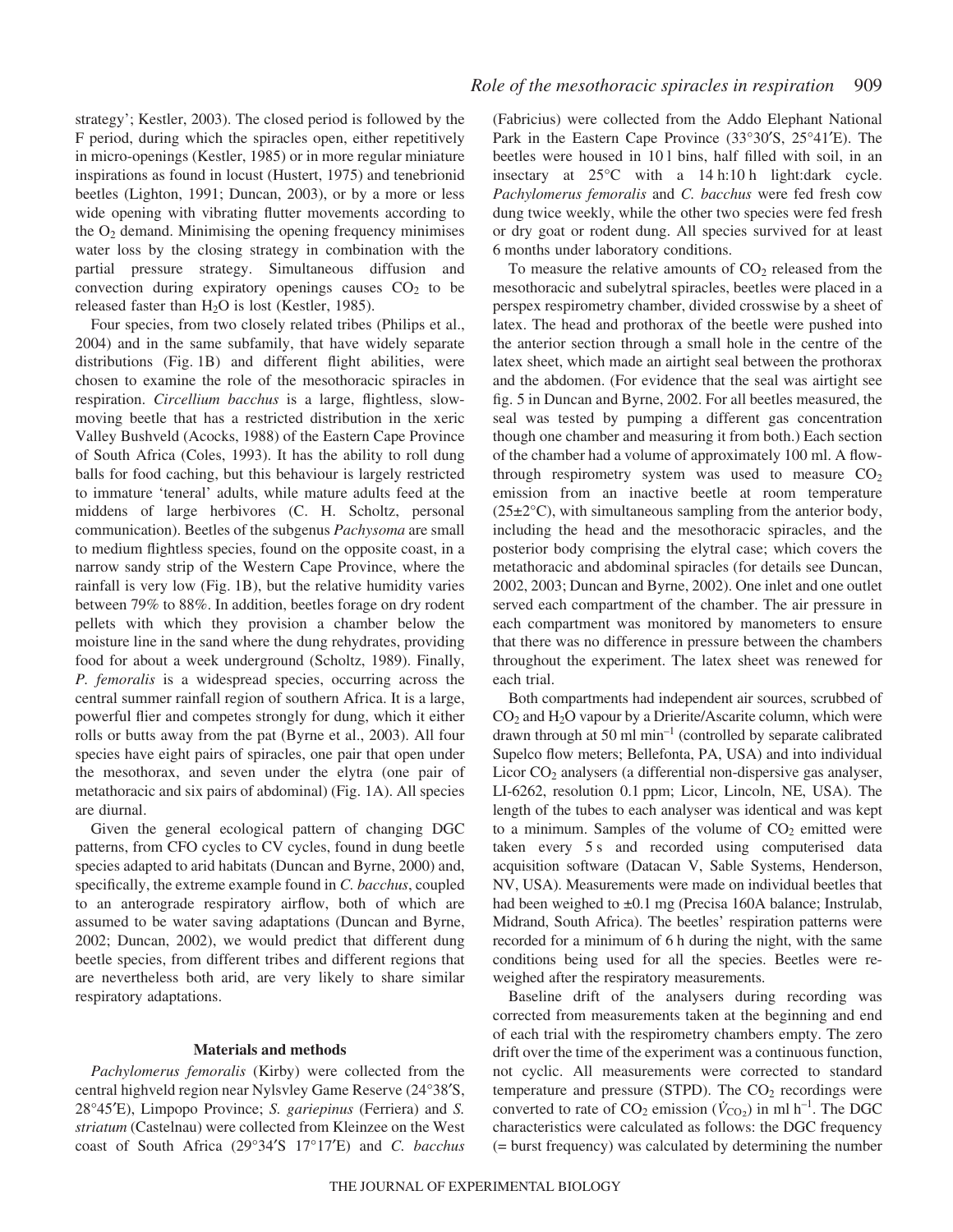strategy'; Kestler, 2003). The closed period is followed by the F period, during which the spiracles open, either repetitively in micro-openings (Kestler, 1985) or in more regular miniature inspirations as found in locust (Hustert, 1975) and tenebrionid beetles (Lighton, 1991; Duncan, 2003), or by a more or less wide opening with vibrating flutter movements according to the $O_2$ demand. Minimising the opening frequency minimises water loss by the closing strategy in combination with the partial pressure strategy. Simultaneous diffusion and convection during expiratory openings causes $CO_2$ to be released faster than $H_2O$ is lost (Kestler, 1985).

Four species, from two closely related tribes (Philips et al., 2004) and in the same subfamily, that have widely separate distributions (Fig. 1B) and different flight abilities, were chosen to examine the role of the mesothoracic spiracles in respiration. *Circellium bacchus* is a large, flightless, slow-moving beetle that has a restricted distribution in the xeric Valley Bushveld (Acocks, 1988) of the Eastern Cape Province of South Africa (Coles, 1993). It has the ability to roll dung balls for food caching, but this behaviour is largely restricted to immature 'teneral' adults, while mature adults feed at the middens of large herbivores (C. H. Scholtz, personal communication). Beetles of the subgenus *Pachysoma* are small to medium flightless species, found on the opposite coast, in a narrow sandy strip of the Western Cape Province, where the rainfall is very low (Fig. 1B), but the relative humidity varies between 79% to 88%. In addition, beetles forage on dry rodent pellets with which they provision a chamber below the moisture line in the sand where the dung rehydrates, providing food for about a week underground (Scholtz, 1989). Finally, *P. femoralis* is a widespread species, occurring across the central summer rainfall region of southern Africa. It is a large, powerful flier and competes strongly for dung, which it either rolls or butts away from the pat (Byrne et al., 2003). All four species have eight pairs of spiracles, one pair that open under the mesothorax, and seven under the elytra (one pair of metathoracic and six pairs of abdominal) (Fig. 1A). All species are diurnal.

Given the general ecological pattern of changing DGC patterns, from CFO cycles to CV cycles, found in dung beetle species adapted to arid habitats (Duncan and Byrne, 2000) and, specifically, the extreme example found in *C. bacchus*, coupled to an anterograde respiratory airflow, both of which are assumed to be water saving adaptations (Duncan and Byrne, 2002; Duncan, 2002), we would predict that different dung beetle species, from different tribes and different regions that are nevertheless both arid, are very likely to share similar respiratory adaptations.

## Materials and methods

*Pachylomerus femoralis* (Kirby) were collected from the central highveld region near Nylsvley Game Reserve (24°38′S, 28°45′E), Limpopo Province; *S. gariepinus* (Ferriera) and *S. striatum* (Castelnau) were collected from Kleinzee on the West coast of South Africa (29°34′S 17°17′E) and *C. bacchus* (Fabricius) were collected from the Addo Elephant National Park in the Eastern Cape Province (33°30′S, 25°41′E). The beetles were housed in 10 l bins, half filled with soil, in an insectary at 25°C with a 14 h:10 h light:dark cycle. *Pachylomerus femoralis* and *C. bacchus* were fed fresh cow dung twice weekly, while the other two species were fed fresh or dry goat or rodent dung. All species survived for at least 6 months under laboratory conditions.

To measure the relative amounts of $CO_2$ released from the mesothoracic and subelytral spiracles, beetles were placed in a perspex respirometry chamber, divided crosswise by a sheet of latex. The head and prothorax of the beetle were pushed into the anterior section through a small hole in the centre of the latex sheet, which made an airtight seal between the prothorax and the abdomen. (For evidence that the seal was airtight see fig. 5 in Duncan and Byrne, 2002. For all beetles measured, the seal was tested by pumping a different gas concentration though one chamber and measuring it from both.) Each section of the chamber had a volume of approximately 100 ml. A flow-through respirometry system was used to measure $CO_2$ emission from an inactive beetle at room temperature (25±2°C), with simultaneous sampling from the anterior body, including the head and the mesothoracic spiracles, and the posterior body comprising the elytral case; which covers the metathoracic and abdominal spiracles (for details see Duncan, 2002, 2003; Duncan and Byrne, 2002). One inlet and one outlet served each compartment of the chamber. The air pressure in each compartment was monitored by manometers to ensure that there was no difference in pressure between the chambers throughout the experiment. The latex sheet was renewed for each trial.

Both compartments had independent air sources, scrubbed of $CO_2$ and $H_2O$ vapour by a Drierite/Ascarite column, which were drawn through at 50 ml min$^{-1}$ (controlled by separate calibrated Supelco flow meters; Bellefonta, PA, USA) and into individual Licor $CO_2$ analysers (a differential non-dispersive gas analyser, LI-6262, resolution 0.1 ppm; Licor, Lincoln, NE, USA). The length of the tubes to each analyser was identical and was kept to a minimum. Samples of the volume of $CO_2$ emitted were taken every 5 s and recorded using computerised data acquisition software (Datacan V, Sable Systems, Henderson, NV, USA). Measurements were made on individual beetles that had been weighed to ±0.1 mg (Precisa 160A balance; Instrulab, Midrand, South Africa). The beetles' respiration patterns were recorded for a minimum of 6 h during the night, with the same conditions being used for all the species. Beetles were re-weighed after the respiratory measurements.

Baseline drift of the analysers during recording was corrected from measurements taken at the beginning and end of each trial with the respirometry chambers empty. The zero drift over the time of the experiment was a continuous function, not cyclic. All measurements were corrected to standard temperature and pressure (STPD). The $CO_2$ recordings were converted to rate of $CO_2$ emission ($\dot{V}_{CO_2}$) in ml h$^{-1}$. The DGC characteristics were calculated as follows: the DGC frequency (= burst frequency) was calculated by determining the number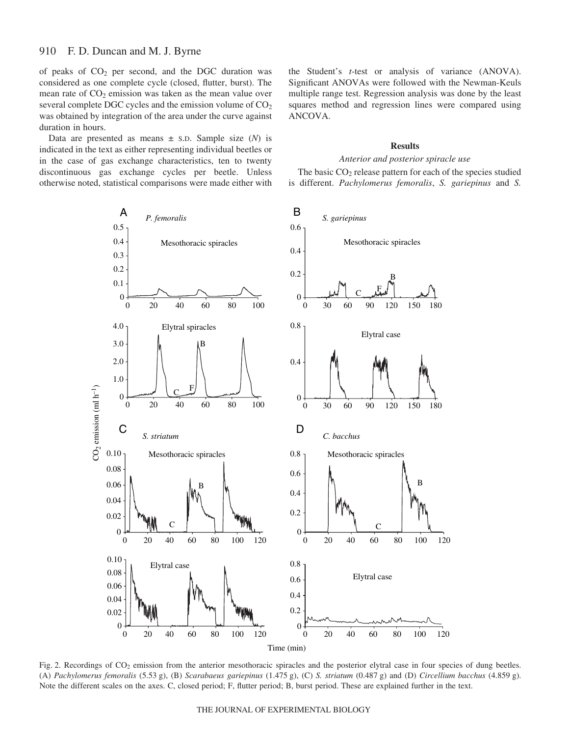of peaks of $CO_2$ per second, and the DGC duration was considered as one complete cycle (closed, flutter, burst). The mean rate of $CO_2$ emission was taken as the mean value over several complete DGC cycles and the emission volume of $CO_2$ was obtained by integration of the area under the curve against duration in hours.

Data are presented as means ± S.D. Sample size ($N$) is indicated in the text as either representing individual beetles or in the case of gas exchange characteristics, ten to twenty discontinuous gas exchange cycles per beetle. Unless otherwise noted, statistical comparisons were made either with the Student's $t$-test or analysis of variance (ANOVA). Significant ANOVAs were followed with the Newman-Keuls multiple range test. Regression analysis was done by the least squares method and regression lines were compared using ANCOVA.

## Results

### *Anterior and posterior spiracle use*

The basic $CO_2$ release pattern for each of the species studied is different. *Pachylomerus femoralis*, *S. gariepinus* and *S.*

Fig. 2. Recordings of $CO_2$ emission from the anterior mesothoracic spiracles and the posterior elytral case in four species of dung beetles. (A) *Pachylomerus femoralis* (5.53 g), (B) *Scarabaeus gariepinus* (1.475 g), (C) *S. striatum* (0.487 g) and (D) *Circellium bacchus* (4.859 g). Note the different scales on the axes. C, closed period; F, flutter period; B, burst period. These are explained further in the text.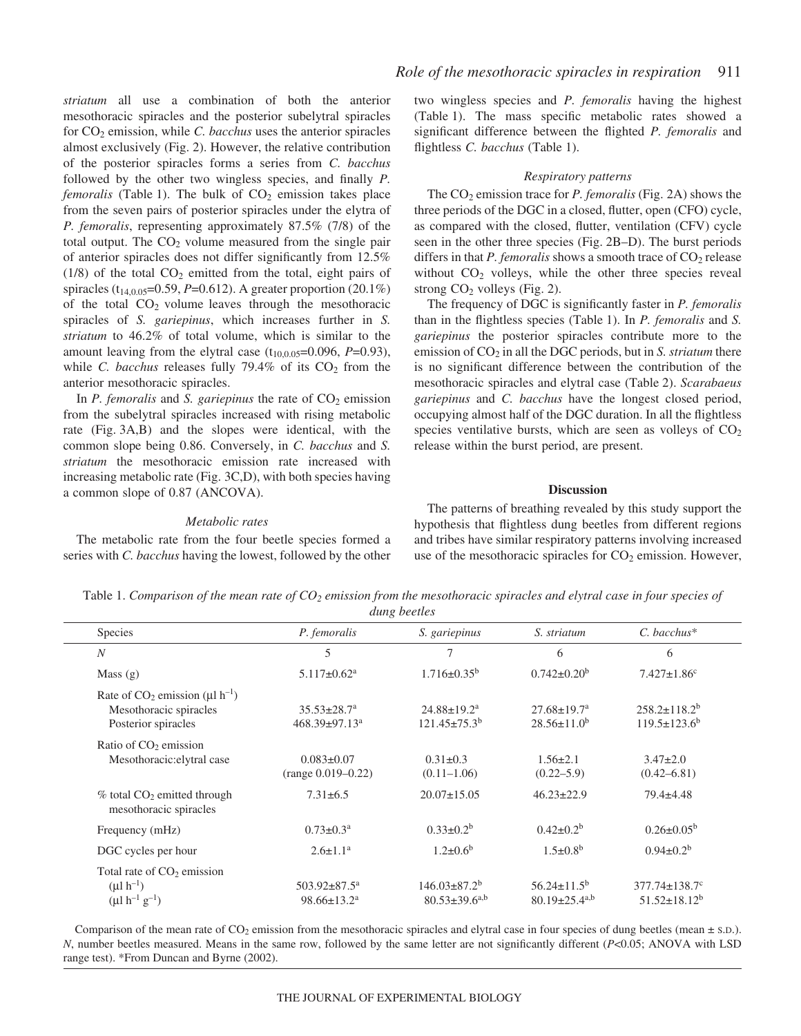*striatum* all use a combination of both the anterior mesothoracic spiracles and the posterior subelytral spiracles for $CO_2$ emission, while *C. bacchus* uses the anterior spiracles almost exclusively (Fig. 2). However, the relative contribution of the posterior spiracles forms a series from *C. bacchus* followed by the other two wingless species, and finally *P. femoralis* (Table 1). The bulk of $CO_2$ emission takes place from the seven pairs of posterior spiracles under the elytra of *P. femoralis*, representing approximately 87.5% (7/8) of the total output. The $CO_2$ volume measured from the single pair of anterior spiracles does not differ significantly from 12.5% (1/8) of the total $CO_2$ emitted from the total, eight pairs of spiracles ($t_{14,0.05}$=0.59, *P*=0.612). A greater proportion (20.1%) of the total $CO_2$ volume leaves through the mesothoracic spiracles of *S. gariepinus*, which increases further in *S. striatum* to 46.2% of total volume, which is similar to the amount leaving from the elytral case ($t_{10,0.05}$=0.096, *P*=0.93), while *C. bacchus* releases fully 79.4% of its $CO_2$ from the anterior mesothoracic spiracles.

In *P. femoralis* and *S. gariepinus* the rate of $CO_2$ emission from the subelytral spiracles increased with rising metabolic rate (Fig. 3A,B) and the slopes were identical, with the common slope being 0.86. Conversely, in *C. bacchus* and *S. striatum* the mesothoracic emission rate increased with increasing metabolic rate (Fig. 3C,D), with both species having a common slope of 0.87 (ANCOVA).

### *Metabolic rates*

The metabolic rate from the four beetle species formed a series with *C. bacchus* having the lowest, followed by the other two wingless species and *P. femoralis* having the highest (Table 1). The mass specific metabolic rates showed a significant difference between the flighted *P. femoralis* and flightless *C. bacchus* (Table 1).

### *Respiratory patterns*

The $CO_2$ emission trace for *P. femoralis* (Fig. 2A) shows the three periods of the DGC in a closed, flutter, open (CFO) cycle, as compared with the closed, flutter, ventilation (CFV) cycle seen in the other three species (Fig. 2B–D). The burst periods differs in that *P. femoralis* shows a smooth trace of $CO_2$ release without $CO_2$ volleys, while the other three species reveal strong $CO_2$ volleys (Fig. 2).

The frequency of DGC is significantly faster in *P. femoralis* than in the flightless species (Table 1). In *P. femoralis* and *S. gariepinus* the posterior spiracles contribute more to the emission of $CO_2$ in all the DGC periods, but in *S. striatum* there is no significant difference between the contribution of the mesothoracic spiracles and elytral case (Table 2). *Scarabaeus gariepinus* and *C. bacchus* have the longest closed period, occupying almost half of the DGC duration. In all the flightless species ventilative bursts, which are seen as volleys of $CO_2$ release within the burst period, are present.

## Discussion

The patterns of breathing revealed by this study support the hypothesis that flightless dung beetles from different regions and tribes have similar respiratory patterns involving increased use of the mesothoracic spiracles for $CO_2$ emission. However,

Table 1. *Comparison of the mean rate of $CO_2$ emission from the mesothoracic spiracles and elytral case in four species of dung beetles*

| Species | *P. femoralis* | *S. gariepinus* | *S. striatum* | *C. bacchus*\* |
|---|---|---|---|---|
| *N* | 5 | 7 | 6 | 6 |
| Mass (g) | 5.117±0.62[a] | 1.716±0.35[b] | 0.742±0.20[b] | 7.427±1.86[c] |
| Rate of $CO_2$ emission ($\mu l\ h^{-1}$) | | | | |
| Mesothoracic spiracles | 35.53±28.7[a] | 24.88±19.2[a] | 27.68±19.7[a] | 258.2±118.2[b] |
| Posterior spiracles | 468.39±97.13[a] | 121.45±75.3[b] | 28.56±11.0[b] | 119.5±123.6[b] |
| Ratio of $CO_2$ emission | | | | |
| Mesothoracic:elytral case | 0.083±0.07 (range 0.019–0.22) | 0.31±0.3 (0.11–1.06) | 1.56±2.1 (0.22–5.9) | 3.47±2.0 (0.42–6.81) |
| % total $CO_2$ emitted through mesothoracic spiracles | 7.31±6.5 | 20.07±15.05 | 46.23±22.9 | 79.4±4.48 |
| Frequency (mHz) | 0.73±0.3[a] | 0.33±0.2[b] | 0.42±0.2[b] | 0.26±0.05[b] |
| DGC cycles per hour | 2.6±1.1[a] | 1.2±0.6[b] | 1.5±0.8[b] | 0.94±0.2[b] |
| Total rate of $CO_2$ emission | | | | |
| ($\mu l\ h^{-1}$) | 503.92±87.5[a] | 146.03±87.2[b] | 56.24±11.5[b] | 377.74±138.7[c] |
| ($\mu l\ h^{-1}\ g^{-1}$) | 98.66±13.2[a] | 80.53±39.6[a,b] | 80.19±25.4[a,b] | 51.52±18.12[b] |

Comparison of the mean rate of $CO_2$ emission from the mesothoracic spiracles and elytral case in four species of dung beetles (mean ± S.D.). *N*, number beetles measured. Means in the same row, followed by the same letter are not significantly different (*P*<0.05; ANOVA with LSD range test). \*From Duncan and Byrne (2002).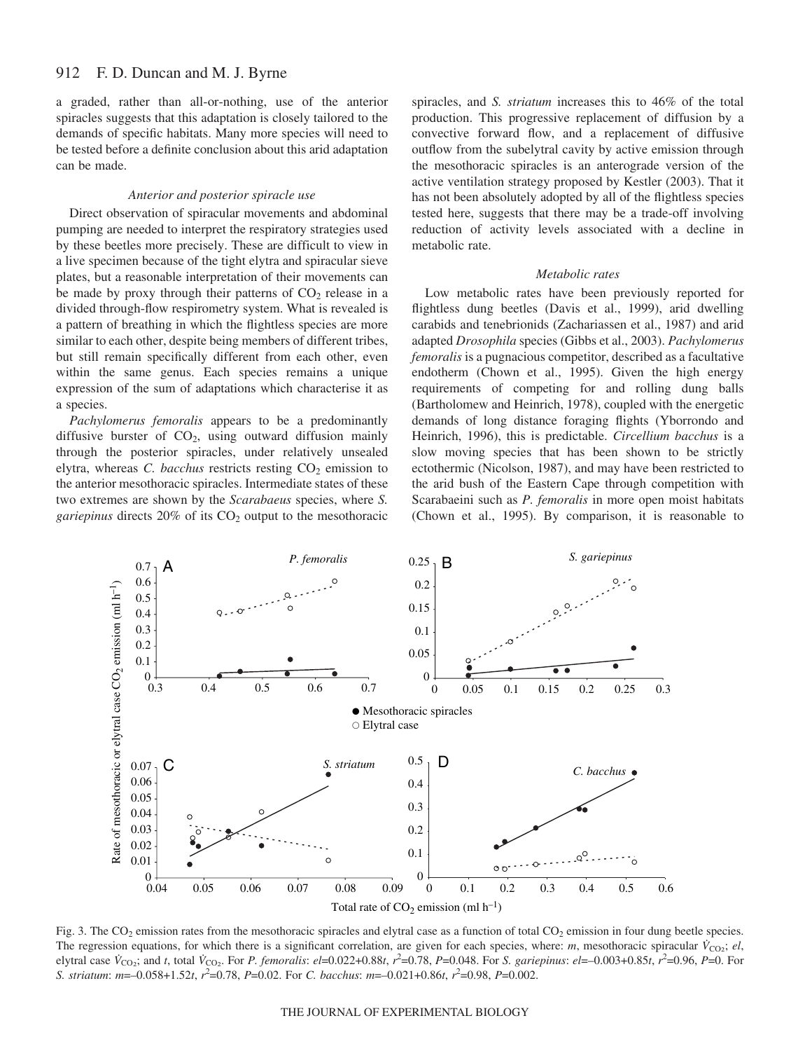a graded, rather than all-or-nothing, use of the anterior spiracles suggests that this adaptation is closely tailored to the demands of specific habitats. Many more species will need to be tested before a definite conclusion about this arid adaptation can be made.

### *Anterior and posterior spiracle use*

Direct observation of spiracular movements and abdominal pumping are needed to interpret the respiratory strategies used by these beetles more precisely. These are difficult to view in a live specimen because of the tight elytra and spiracular sieve plates, but a reasonable interpretation of their movements can be made by proxy through their patterns of $CO_2$ release in a divided through-flow respirometry system. What is revealed is a pattern of breathing in which the flightless species are more similar to each other, despite being members of different tribes, but still remain specifically different from each other, even within the same genus. Each species remains a unique expression of the sum of adaptations which characterise it as a species.

*Pachylomerus femoralis* appears to be a predominantly diffusive burster of $CO_2$, using outward diffusion mainly through the posterior spiracles, under relatively unsealed elytra, whereas *C. bacchus* restricts resting $CO_2$ emission to the anterior mesothoracic spiracles. Intermediate states of these two extremes are shown by the *Scarabaeus* species, where *S. gariepinus* directs 20% of its $CO_2$ output to the mesothoracic spiracles, and *S. striatum* increases this to 46% of the total production. This progressive replacement of diffusion by a convective forward flow, and a replacement of diffusive outflow from the subelytral cavity by active emission through the mesothoracic spiracles is an anterograde version of the active ventilation strategy proposed by Kestler (2003). That it has not been absolutely adopted by all of the flightless species tested here, suggests that there may be a trade-off involving reduction of activity levels associated with a decline in metabolic rate.

### *Metabolic rates*

Low metabolic rates have been previously reported for flightless dung beetles (Davis et al., 1999), arid dwelling carabids and tenebrionids (Zachariassen et al., 1987) and arid adapted *Drosophila* species (Gibbs et al., 2003). *Pachylomerus femoralis* is a pugnacious competitor, described as a facultative endotherm (Chown et al., 1995). Given the high energy requirements of competing for and rolling dung balls (Bartholomew and Heinrich, 1978), coupled with the energetic demands of long distance foraging flights (Yborrondo and Heinrich, 1996), this is predictable. *Circellium bacchus* is a slow moving species that has been shown to be strictly ectothermic (Nicolson, 1987), and may have been restricted to the arid bush of the Eastern Cape through competition with Scarabaeini such as *P. femoralis* in more open moist habitats (Chown et al., 1995). By comparison, it is reasonable to

Fig. 3. The $CO_2$ emission rates from the mesothoracic spiracles and elytral case as a function of total $CO_2$ emission in four dung beetle species. The regression equations, for which there is a significant correlation, are given for each species, where: *m*, mesothoracic spiracular $\dot{V}_{CO_2}$; *el*, elytral case $\dot{V}_{CO_2}$; and *t*, total $\dot{V}_{CO_2}$. For *P. femoralis*: $el=0.022+0.88t$, $r^2=0.78$, $P=0.048$. For *S. gariepinus*: $el=-0.003+0.85t$, $r^2=0.96$, $P=0$. For *S. striatum*: $m=-0.058+1.52t$, $r^2=0.78$, $P=0.02$. For *C. bacchus*: $m=-0.021+0.86t$, $r^2=0.98$, $P=0.002$.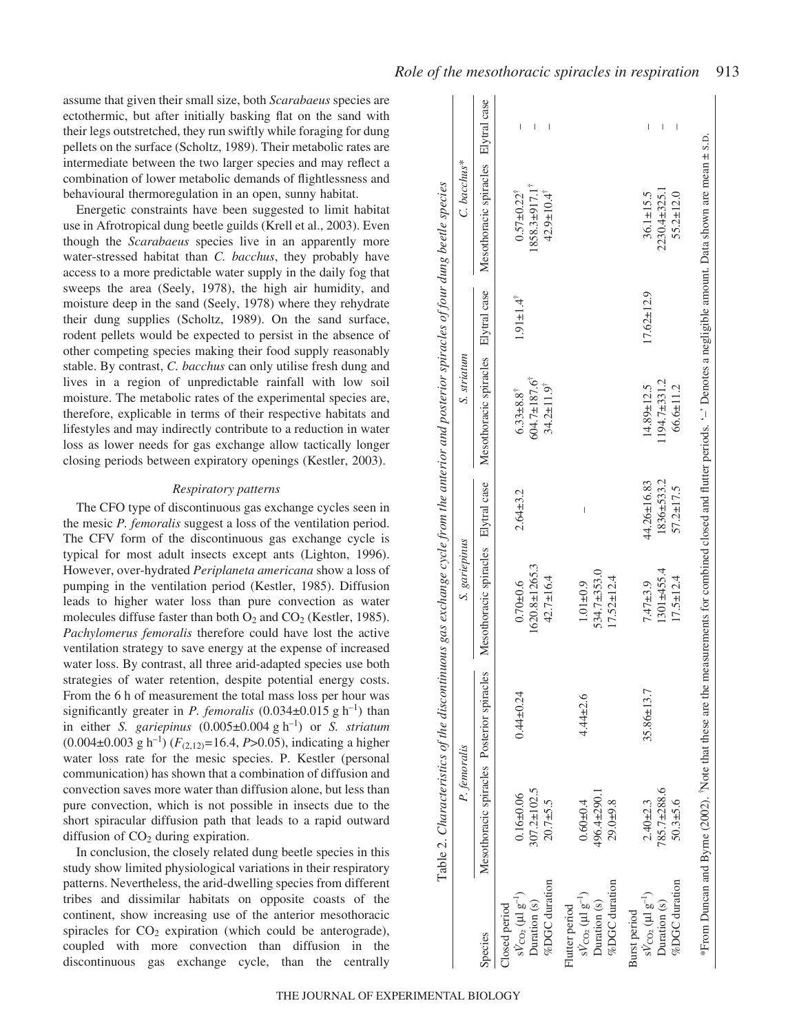assume that given their small size, both *Scarabaeus* species are ectothermic, but after initially basking flat on the sand with their legs outstretched, they run swiftly while foraging for dung pellets on the surface (Scholtz, 1989). Their metabolic rates are intermediate between the two larger species and may reflect a combination of lower metabolic demands of flightlessness and behavioural thermoregulation in an open, sunny habitat.

Energetic constraints have been suggested to limit habitat use in Afrotropical dung beetle guilds (Krell et al., 2003). Even though the *Scarabaeus* species live in an apparently more water-stressed habitat than *C. bacchus*, they probably have access to a more predictable water supply in the daily fog that sweeps the area (Seely, 1978), the high air humidity, and moisture deep in the sand (Seely, 1978) where they rehydrate their dung supplies (Scholtz, 1989). On the sand surface, rodent pellets would be expected to persist in the absence of other competing species making their food supply reasonably stable. By contrast, *C. bacchus* can only utilise fresh dung and lives in a region of unpredictable rainfall with low soil moisture. The metabolic rates of the experimental species are, therefore, explicable in terms of their respective habitats and lifestyles and may indirectly contribute to a reduction in water loss as lower needs for gas exchange allow tactically longer closing periods between expiratory openings (Kestler, 2003).

### *Respiratory patterns*

The CFO type of discontinuous gas exchange cycles seen in the mesic *P. femoralis* suggest a loss of the ventilation period. The CFV form of the discontinuous gas exchange cycle is typical for most adult insects except ants (Lighton, 1996). However, over-hydrated *Periplaneta americana* show a loss of pumping in the ventilation period (Kestler, 1985). Diffusion leads to higher water loss than pure convection as water molecules diffuse faster than both $O_2$ and $CO_2$ (Kestler, 1985). *Pachylomerus femoralis* therefore could have lost the active ventilation strategy to save energy at the expense of increased water loss. By contrast, all three arid-adapted species use both strategies of water retention, despite potential energy costs. From the 6 h of measurement the total mass loss per hour was significantly greater in *P. femoralis* ($0.034\pm0.015$ g h$^{-1}$) than in either *S. gariepinus* ($0.005\pm0.004$ g h$^{-1}$) or *S. striatum* ($0.004\pm0.003$ g h$^{-1}$) ($F_{(2,12)}=16.4$, $P>0.05$), indicating a higher water loss rate for the mesic species. P. Kestler (personal communication) has shown that a combination of diffusion and convection saves more water than diffusion alone, but less than pure convection, which is not possible in insects due to the short spiracular diffusion path that leads to a rapid outward diffusion of $CO_2$ during expiration.

In conclusion, the closely related dung beetle species in this study show limited physiological variations in their respiratory patterns. Nevertheless, the arid-dwelling species from different tribes and dissimilar habitats on opposite coasts of the continent, show increasing use of the anterior mesothoracic spiracles for $CO_2$ expiration (which could be anterograde), coupled with more convection than diffusion in the discontinuous gas exchange cycle, than the centrally

Table 2. *Characteristics of the discontinuous gas exchange cycle from the anterior and posterior spiracles of four dung beetle species*

| Species | *P. femoralis* | | *S. gariepinus* | | *S. striatum* | | *C. bacchus** | |
|---|---|---|---|---|---|---|---|---|
| | Mesothoracic spiracles | Posterior spiracles | Mesothoracic spiracles | Elytral case | Mesothoracic spiracles | Elytral case | Mesothoracic spiracles | Elytral case |
| Closed period | | | | | | | | |
| $s\dot{V}_{CO_2}$ (µl g$^{-1}$) | 0.16±0.06 | 0.44±0.24 | 0.70±0.6 | 2.64±3.2 | 6.33±8.8† | 1.91±1.4† | 0.57±0.22† | – |
| Duration (s) | 307.2±102.5 | | 1620.8±1265.3 | | 604.7±187.6† | | 1858.3±917.1† | – |
| %DGC duration | 20.7±5.5 | | 42.7±16.4 | | 34.2±11.9† | | 42.9±10.4† | – |
| Flutter period | | | | | | | | |
| $s\dot{V}_{CO_2}$ (µl g$^{-1}$) | 0.60±0.4 | 4.44±2.6 | 1.01±0.9 | – | | | | |
| Duration (s) | 496.4±290.1 | | 534.7±353.0 | | | | | |
| %DGC duration | 29.0±9.8 | | 17.52±12.4 | | | | | |
| Burst period | | | | | | | | |
| $s\dot{V}_{CO_2}$ (µl g$^{-1}$) | 2.40±2.3 | 35.86±13.7 | 7.47±3.9 | 44.26±16.83 | 14.89±12.5 | 17.62±12.9 | 36.1±15.5 | – |
| Duration (s) | 785.7±288.6 | | 1301±455.4 | 1836±533.2 | 1194.7±331.2 | | 2230.4±325.1 | – |
| %DGC duration | 50.3±5.6 | | 17.5±12.4 | 57.2±17.5 | 66.6±11.2 | | 55.2±12.0 | – |

*From Duncan and Byrne (2002). †Note that these are the measurements for combined closed and flutter periods. '–' Denotes a negligible amount. Data shown are mean ± S.D.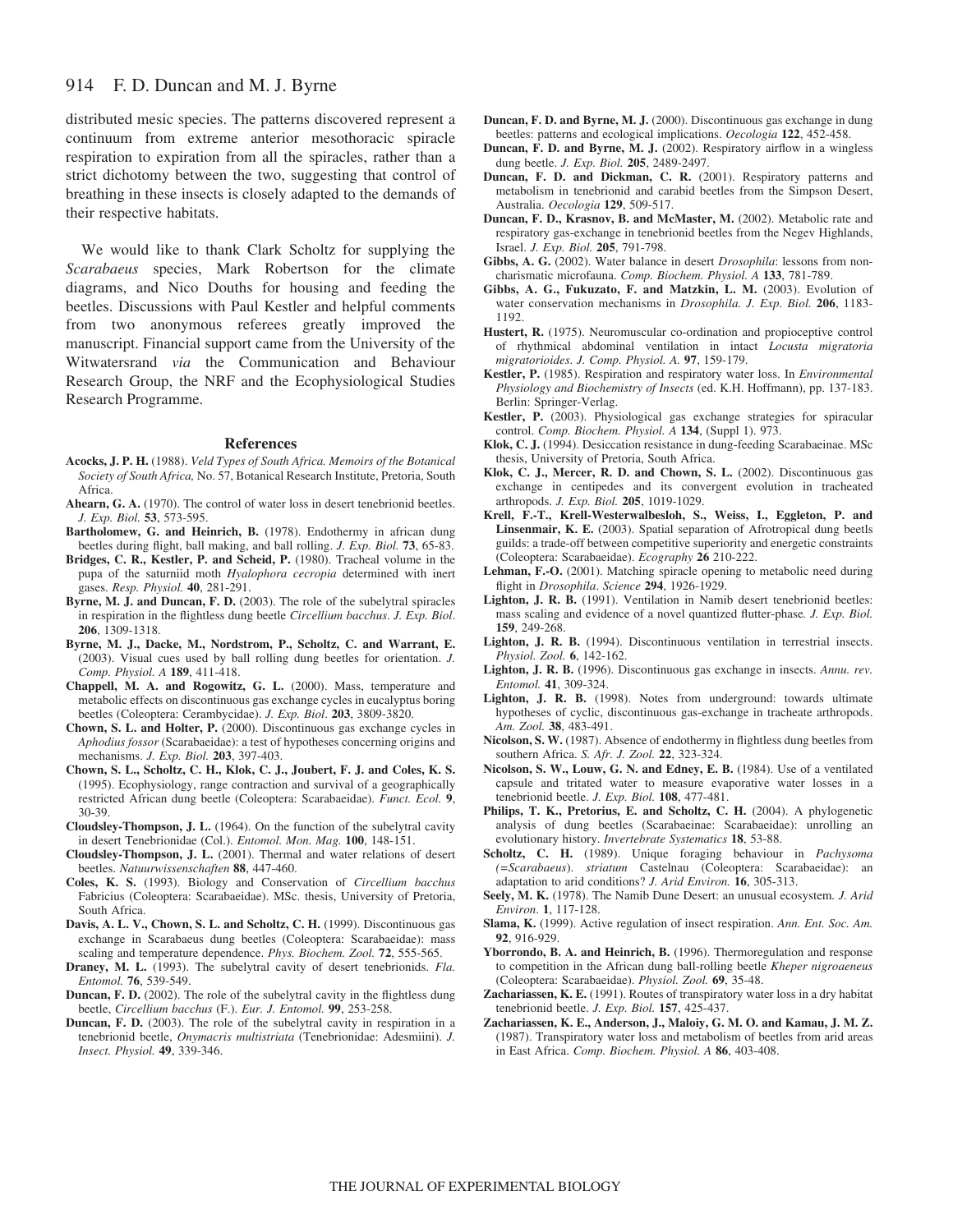distributed mesic species. The patterns discovered represent a continuum from extreme anterior mesothoracic spiracle respiration to expiration from all the spiracles, rather than a strict dichotomy between the two, suggesting that control of breathing in these insects is closely adapted to the demands of their respective habitats.

We would like to thank Clark Scholtz for supplying the *Scarabaeus* species, Mark Robertson for the climate diagrams, and Nico Douths for housing and feeding the beetles. Discussions with Paul Kestler and helpful comments from two anonymous referees greatly improved the manuscript. Financial support came from the University of the Witwatersrand *via* the Communication and Behaviour Research Group, the NRF and the Ecophysiological Studies Research Programme.

## References

**Acocks, J. P. H.** (1988). *Veld Types of South Africa. Memoirs of the Botanical Society of South Africa,* No. 57, Botanical Research Institute, Pretoria, South Africa.

**Ahearn, G. A.** (1970). The control of water loss in desert tenebrionid beetles. *J. Exp. Biol.* **53**, 573-595.

**Bartholomew, G. and Heinrich, B.** (1978). Endothermy in african dung beetles during flight, ball making, and ball rolling. *J. Exp. Biol.* **73**, 65-83.

**Bridges, C. R., Kestler, P. and Scheid, P.** (1980). Tracheal volume in the pupa of the saturniid moth *Hyalophora cecropia* determined with inert gases. *Resp. Physiol.* **40**, 281-291.

**Byrne, M. J. and Duncan, F. D.** (2003). The role of the subelytral spiracles in respiration in the flightless dung beetle *Circellium bacchus*. *J. Exp. Biol*. **206**, 1309-1318.

**Byrne, M. J., Dacke, M., Nordstrom, P., Scholtz, C. and Warrant, E.** (2003). Visual cues used by ball rolling dung beetles for orientation. *J. Comp. Physiol. A* **189**, 411-418.

**Chappell, M. A. and Rogowitz, G. L.** (2000). Mass, temperature and metabolic effects on discontinuous gas exchange cycles in eucalyptus boring beetles (Coleoptera: Cerambycidae). *J. Exp. Biol*. **203**, 3809-3820.

**Chown, S. L. and Holter, P.** (2000). Discontinuous gas exchange cycles in *Aphodius fossor* (Scarabaeidae): a test of hypotheses concerning origins and mechanisms. *J. Exp. Biol.* **203**, 397-403.

**Chown, S. L., Scholtz, C. H., Klok, C. J., Joubert, F. J. and Coles, K. S.** (1995). Ecophysiology, range contraction and survival of a geographically restricted African dung beetle (Coleoptera: Scarabaeidae). *Funct. Ecol.* **9**, 30-39.

**Cloudsley-Thompson, J. L.** (1964). On the function of the subelytral cavity in desert Tenebrionidae (Col.). *Entomol. Mon. Mag.* **100**, 148-151.

**Cloudsley-Thompson, J. L.** (2001). Thermal and water relations of desert beetles. *Natuurwissenschaften* **88**, 447-460.

**Coles, K. S.** (1993). Biology and Conservation of *Circellium bacchus* Fabricius (Coleoptera: Scarabaeidae). MSc. thesis, University of Pretoria, South Africa.

**Davis, A. L. V., Chown, S. L. and Scholtz, C. H.** (1999). Discontinuous gas exchange in Scarabaeus dung beetles (Coleoptera: Scarabaeidae): mass scaling and temperature dependence. *Phys. Biochem. Zool.* **72**, 555-565.

**Draney, M. L.** (1993). The subelytral cavity of desert tenebrionids. *Fla. Entomol.* **76**, 539-549.

**Duncan, F. D.** (2002). The role of the subelytral cavity in the flightless dung beetle, *Circellium bacchus* (F.). *Eur. J. Entomol.* **99**, 253-258.

**Duncan, F. D.** (2003). The role of the subelytral cavity in respiration in a tenebrionid beetle, *Onymacris multistriata* (Tenebrionidae: Adesmiini). *J. Insect. Physiol.* **49**, 339-346.

**Duncan, F. D. and Byrne, M. J.** (2000). Discontinuous gas exchange in dung beetles: patterns and ecological implications. *Oecologia* **122**, 452-458.

**Duncan, F. D. and Byrne, M. J.** (2002). Respiratory airflow in a wingless dung beetle. *J. Exp. Biol.* **205**, 2489-2497.

**Duncan, F. D. and Dickman, C. R.** (2001). Respiratory patterns and metabolism in tenebrionid and carabid beetles from the Simpson Desert, Australia. *Oecologia* **129**, 509-517.

**Duncan, F. D., Krasnov, B. and McMaster, M.** (2002). Metabolic rate and respiratory gas-exchange in tenebrionid beetles from the Negev Highlands, Israel. *J. Exp. Biol.* **205**, 791-798.

**Gibbs, A. G.** (2002). Water balance in desert *Drosophila*: lessons from non-charismatic microfauna. *Comp. Biochem. Physiol. A* **133**, 781-789.

**Gibbs, A. G., Fukuzato, F. and Matzkin, L. M.** (2003). Evolution of water conservation mechanisms in *Drosophila*. *J. Exp. Biol.* **206**, 1183-1192.

**Hustert, R.** (1975). Neuromuscular co-ordination and propioceptive control of rhythmical abdominal ventilation in intact *Locusta migratoria migratorioides*. *J. Comp. Physiol. A.* **97**, 159-179.

**Kestler, P.** (1985). Respiration and respiratory water loss. In *Environmental Physiology and Biochemistry of Insects* (ed. K.H. Hoffmann), pp. 137-183. Berlin: Springer-Verlag.

**Kestler, P.** (2003). Physiological gas exchange strategies for spiracular control. *Comp. Biochem. Physiol. A* **134**, (Suppl 1). 973.

**Klok, C. J.** (1994). Desiccation resistance in dung-feeding Scarabaeinae. MSc thesis, University of Pretoria, South Africa.

**Klok, C. J., Mercer, R. D. and Chown, S. L.** (2002). Discontinuous gas exchange in centipedes and its convergent evolution in tracheated arthropods. *J. Exp. Biol.* **205**, 1019-1029.

**Krell, F.-T., Krell-Westerwalbesloh, S., Weiss, I., Eggleton, P. and Linsenmair, K. E.** (2003). Spatial separation of Afrotropical dung beetls guilds: a trade-off between competitive superiority and energetic constraints (Coleoptera: Scarabaeidae). *Ecography* **26** 210-222.

**Lehman, F.-O.** (2001). Matching spiracle opening to metabolic need during flight in *Drosophila*. *Science* **294**, 1926-1929.

**Lighton, J. R. B.** (1991). Ventilation in Namib desert tenebrionid beetles: mass scaling and evidence of a novel quantized flutter-phase. *J. Exp. Biol.* **159**, 249-268.

**Lighton, J. R. B.** (1994). Discontinuous ventilation in terrestrial insects. *Physiol. Zool.* **6**, 142-162.

**Lighton, J. R. B.** (1996). Discontinuous gas exchange in insects. *Annu. rev. Entomol.* **41**, 309-324.

**Lighton, J. R. B.** (1998). Notes from underground: towards ultimate hypotheses of cyclic, discontinuous gas-exchange in tracheate arthropods. *Am. Zool.* **38**, 483-491.

**Nicolson, S. W.** (1987). Absence of endothermy in flightless dung beetles from southern Africa. *S. Afr. J. Zool.* **22**, 323-324.

**Nicolson, S. W., Louw, G. N. and Edney, E. B.** (1984). Use of a ventilated capsule and tritated water to measure evaporative water losses in a tenebrionid beetle. *J. Exp. Biol.* **108**, 477-481.

**Philips, T. K., Pretorius, E. and Scholtz, C. H.** (2004). A phylogenetic analysis of dung beetles (Scarabaeinae: Scarabaeidae): unrolling an evolutionary history. *Invertebrate Systematics* **18**, 53-88.

**Scholtz, C. H.** (1989). Unique foraging behaviour in *Pachysoma (=Scarabaeus)*. *striatum* Castelnau (Coleoptera: Scarabaeidae): an adaptation to arid conditions? *J. Arid Environ.* **16**, 305-313.

**Seely, M. K.** (1978). The Namib Dune Desert: an unusual ecosystem. *J. Arid Environ*. **1**, 117-128.

**Slama, K.** (1999). Active regulation of insect respiration. *Ann. Ent. Soc. Am.* **92**, 916-929.

**Yborrondo, B. A. and Heinrich, B.** (1996). Thermoregulation and response to competition in the African dung ball-rolling beetle *Kheper nigroaeneus* (Coleoptera: Scarabaeidae). *Physiol. Zool.* **69**, 35-48.

**Zachariassen, K. E.** (1991). Routes of transpiratory water loss in a dry habitat tenebrionid beetle. *J. Exp. Biol.* **157**, 425-437.

**Zachariassen, K. E., Anderson, J., Maloiy, G. M. O. and Kamau, J. M. Z.** (1987). Transpiratory water loss and metabolism of beetles from arid areas in East Africa. *Comp. Biochem. Physiol. A* **86**, 403-408.